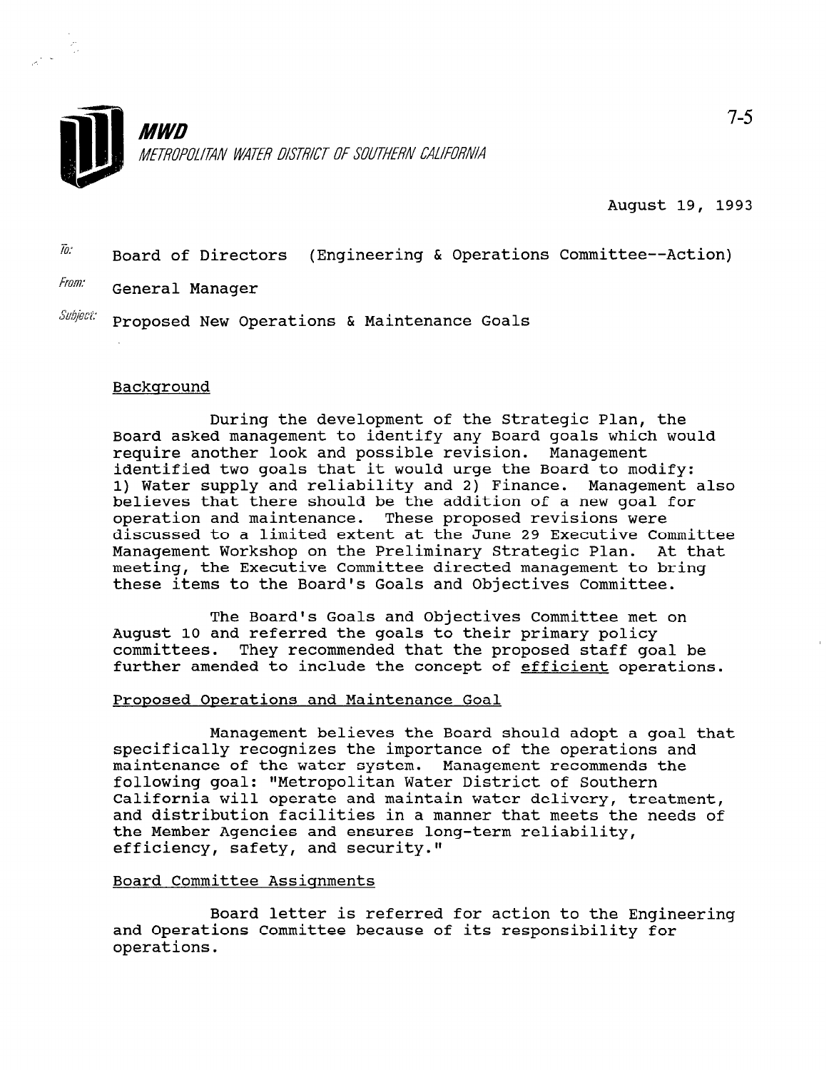**MWD**

*METROPOLITAN WATER DISTRICT OF SOUTHERN CALIFORNIA*

7-5

August 19, 1993

*To:* Board of Directors (Engineering & Operations Committee--Action)

*From:* General Manager

*Subject:* Proposed New Operations & Maintenance Goals

Background

During the development of the Strategic Plan, the Board asked management to identify any Board goals which would require another look and possible revision. Management identified two goals that it would urge the Board to modify: 1) Water supply and reliability and 2) Finance. Management also believes that there should be the addition of a new goal for operation and maintenance. These proposed revisions were discussed to a limited extent at the June 29 Executive Committee Management Workshop on the Preliminary Strategic Plan. At that meeting, the Executive Committee directed management to bring these items to the Board's Goals and Objectives Committee.

The Board's Goals and Objectives Committee met on August 10 and referred the goals to their primary policy committees. They recommended that the proposed staff goal be further amended to include the concept of efficient operations.

Proposed Operations and Maintenance Goal

Management believes the Board should adopt a goal that specifically recognizes the importance of the operations and maintenance of the water system. Management recommends the following goal: "Metropolitan Water District of Southern California will operate and maintain water delivery, treatment, and distribution facilities in a manner that meets the needs of the Member Agencies and ensures long-term reliability, efficiency, safety, and security."

Board Committee Assignments

Board letter is referred for action to the Engineering and Operations Committee because of its responsibility for operations.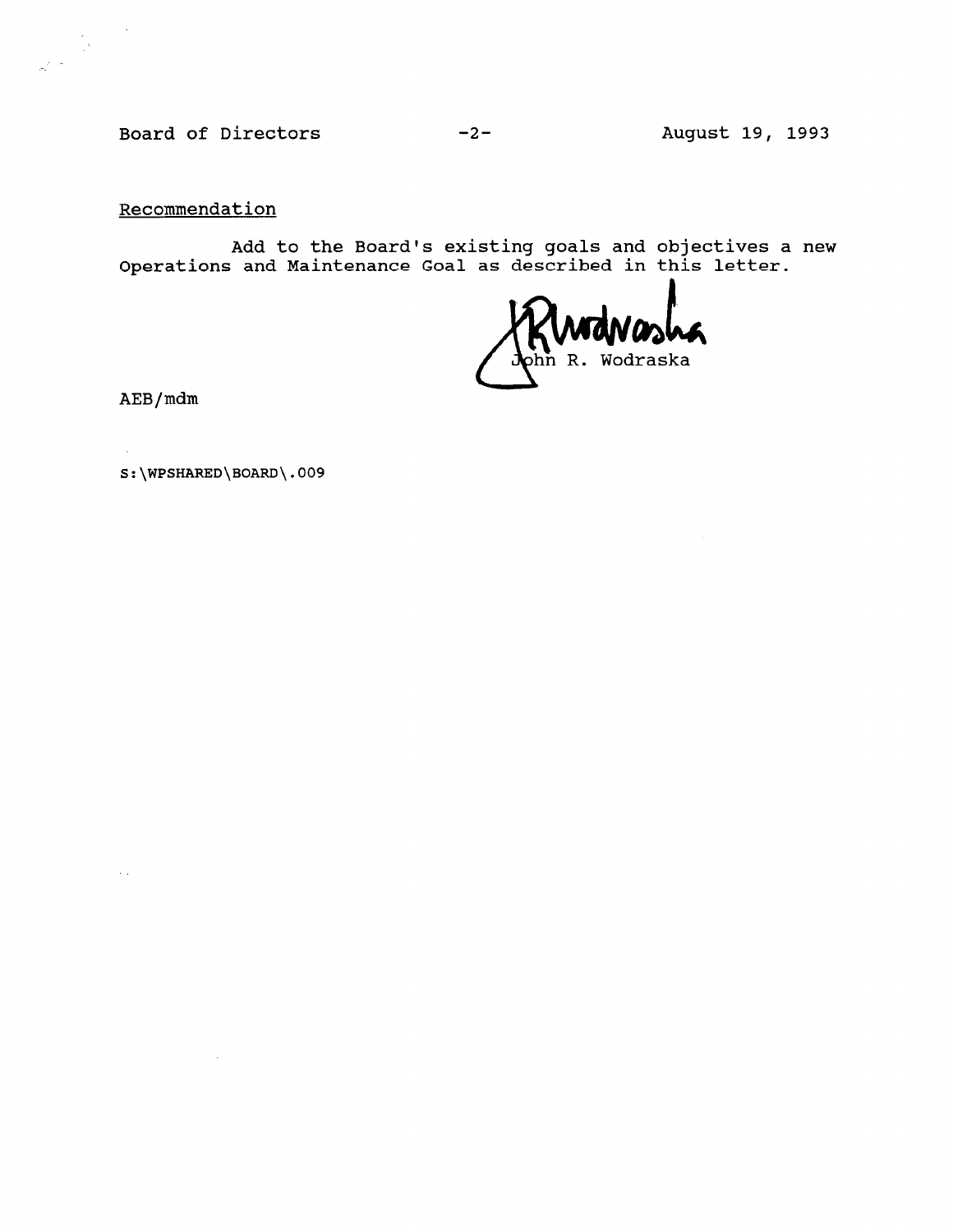Recommendation

Add to the Board's existing goals and objectives a new Operations and Maintenance Goal as described in this letter.

John R. Wodraska

AEB/mdm

S:\WPSHARED\BOARD\.009